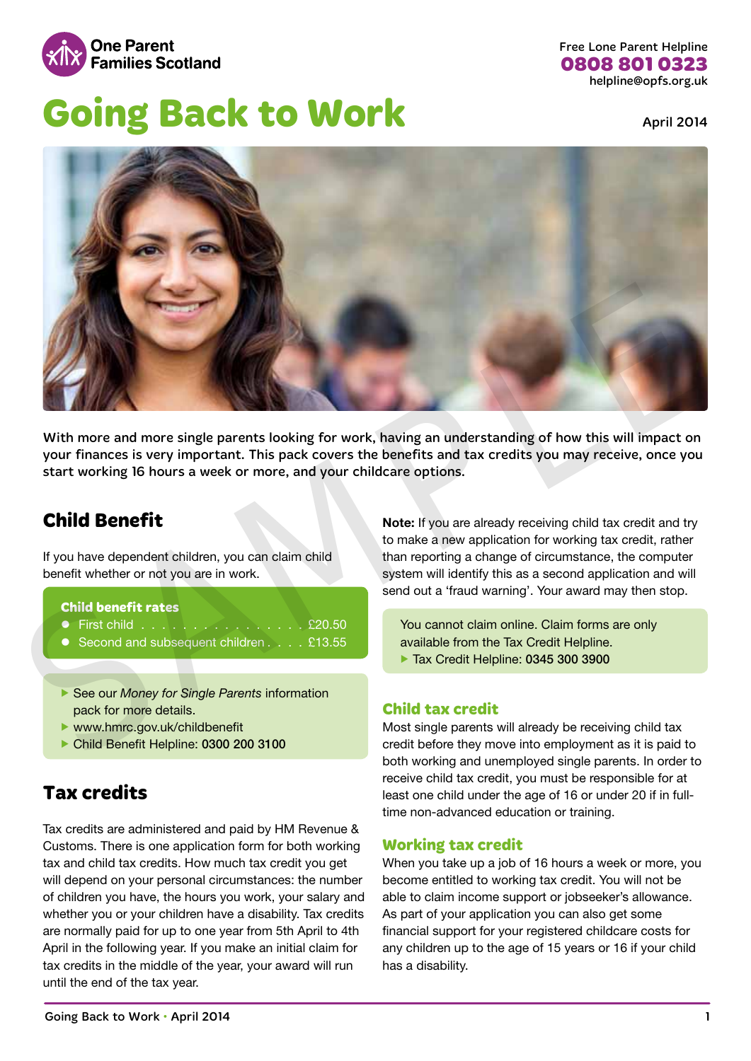One Parent Families Scotland

Free Lone Parent Helpline
**0808 801 0323**
helpline@opfs.org.uk

# Going Back to Work

April 2014

**With more and more single parents looking for work, having an understanding of how this will impact on your finances is very important. This pack covers the benefits and tax credits you may receive, once you start working 16 hours a week or more, and your childcare options.**

## Child Benefit

If you have dependent children, you can claim child benefit whether or not you are in work.

**Child benefit rates**

- First child . . . . . . . . . . . . . . . . £20.50
- Second and subsequent children . . . . £13.55

- See our *Money for Single Parents* information pack for more details.
- www.hmrc.gov.uk/childbenefit
- Child Benefit Helpline: **0300 200 3100**

## Tax credits

Tax credits are administered and paid by HM Revenue & Customs. There is one application form for both working tax and child tax credits. How much tax credit you get will depend on your personal circumstances: the number of children you have, the hours you work, your salary and whether you or your children have a disability. Tax credits are normally paid for up to one year from 5th April to 4th April in the following year. If you make an initial claim for tax credits in the middle of the year, your award will run until the end of the tax year.

**Note:** If you are already receiving child tax credit and try to make a new application for working tax credit, rather than reporting a change of circumstance, the computer system will identify this as a second application and will send out a 'fraud warning'. Your award may then stop.

You cannot claim online. Claim forms are only available from the Tax Credit Helpline.
- Tax Credit Helpline: **0345 300 3900**

### Child tax credit

Most single parents will already be receiving child tax credit before they move into employment as it is paid to both working and unemployed single parents. In order to receive child tax credit, you must be responsible for at least one child under the age of 16 or under 20 if in full-time non-advanced education or training.

### Working tax credit

When you take up a job of 16 hours a week or more, you become entitled to working tax credit. You will not be able to claim income support or jobseeker's allowance. As part of your application you can also get some financial support for your registered childcare costs for any children up to the age of 15 years or 16 if your child has a disability.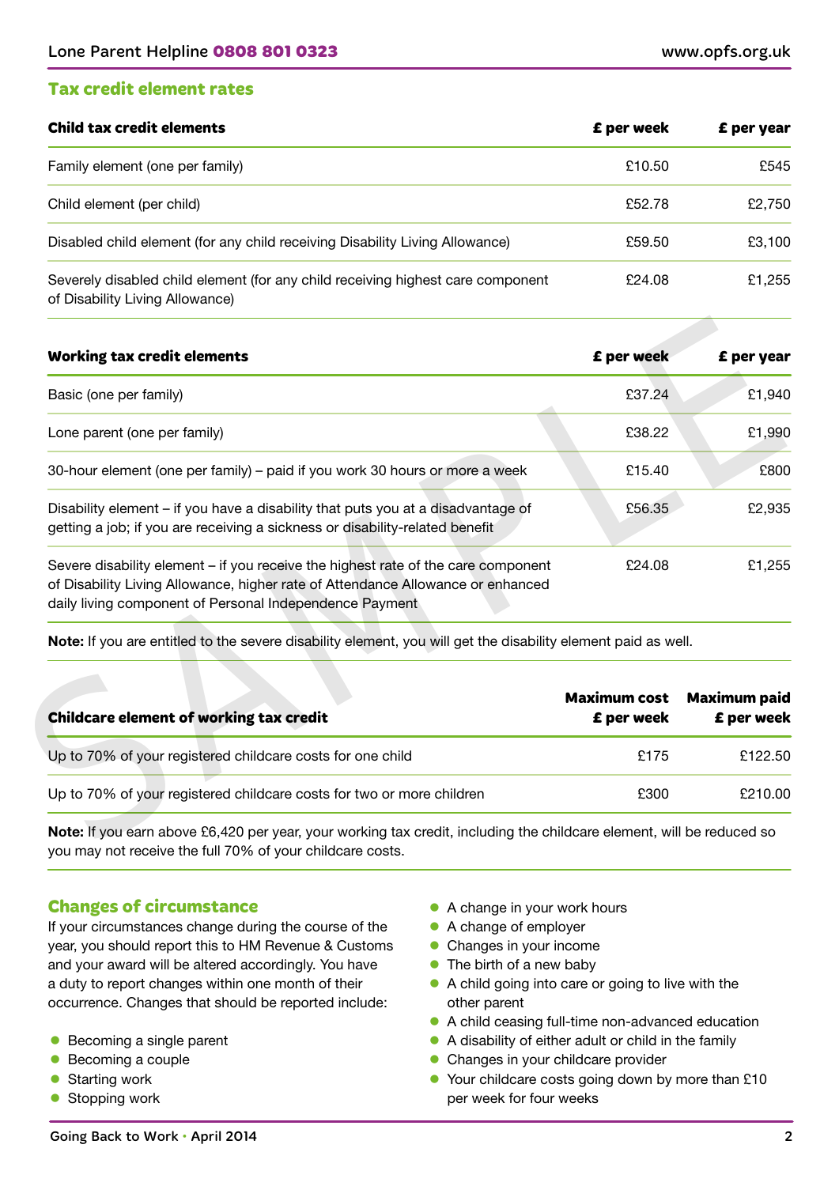## Tax credit element rates

| Child tax credit elements | £ per week | £ per year |
|---|---|---|
| Family element (one per family) | £10.50 | £545 |
| Child element (per child) | £52.78 | £2,750 |
| Disabled child element (for any child receiving Disability Living Allowance) | £59.50 | £3,100 |
| Severely disabled child element (for any child receiving highest care component of Disability Living Allowance) | £24.08 | £1,255 |

| Working tax credit elements | £ per week | £ per year |
|---|---|---|
| Basic (one per family) | £37.24 | £1,940 |
| Lone parent (one per family) | £38.22 | £1,990 |
| 30-hour element (one per family) – paid if you work 30 hours or more a week | £15.40 | £800 |
| Disability element – if you have a disability that puts you at a disadvantage of getting a job; if you are receiving a sickness or disability-related benefit | £56.35 | £2,935 |
| Severe disability element – if you receive the highest rate of the care component of Disability Living Allowance, higher rate of Attendance Allowance or enhanced daily living component of Personal Independence Payment | £24.08 | £1,255 |

**Note:** If you are entitled to the severe disability element, you will get the disability element paid as well.

| Childcare element of working tax credit | Maximum cost £ per week | Maximum paid £ per week |
|---|---|---|
| Up to 70% of your registered childcare costs for one child | £175 | £122.50 |
| Up to 70% of your registered childcare costs for two or more children | £300 | £210.00 |

**Note:** If you earn above £6,420 per year, your working tax credit, including the childcare element, will be reduced so you may not receive the full 70% of your childcare costs.

## Changes of circumstance

If your circumstances change during the course of the year, you should report this to HM Revenue & Customs and your award will be altered accordingly. You have a duty to report changes within one month of their occurrence. Changes that should be reported include:

- Becoming a single parent
- Becoming a couple
- Starting work
- Stopping work
- A change in your work hours
- A change of employer
- Changes in your income
- The birth of a new baby
- A child going into care or going to live with the other parent
- A child ceasing full-time non-advanced education
- A disability of either adult or child in the family
- Changes in your childcare provider
- Your childcare costs going down by more than £10 per week for four weeks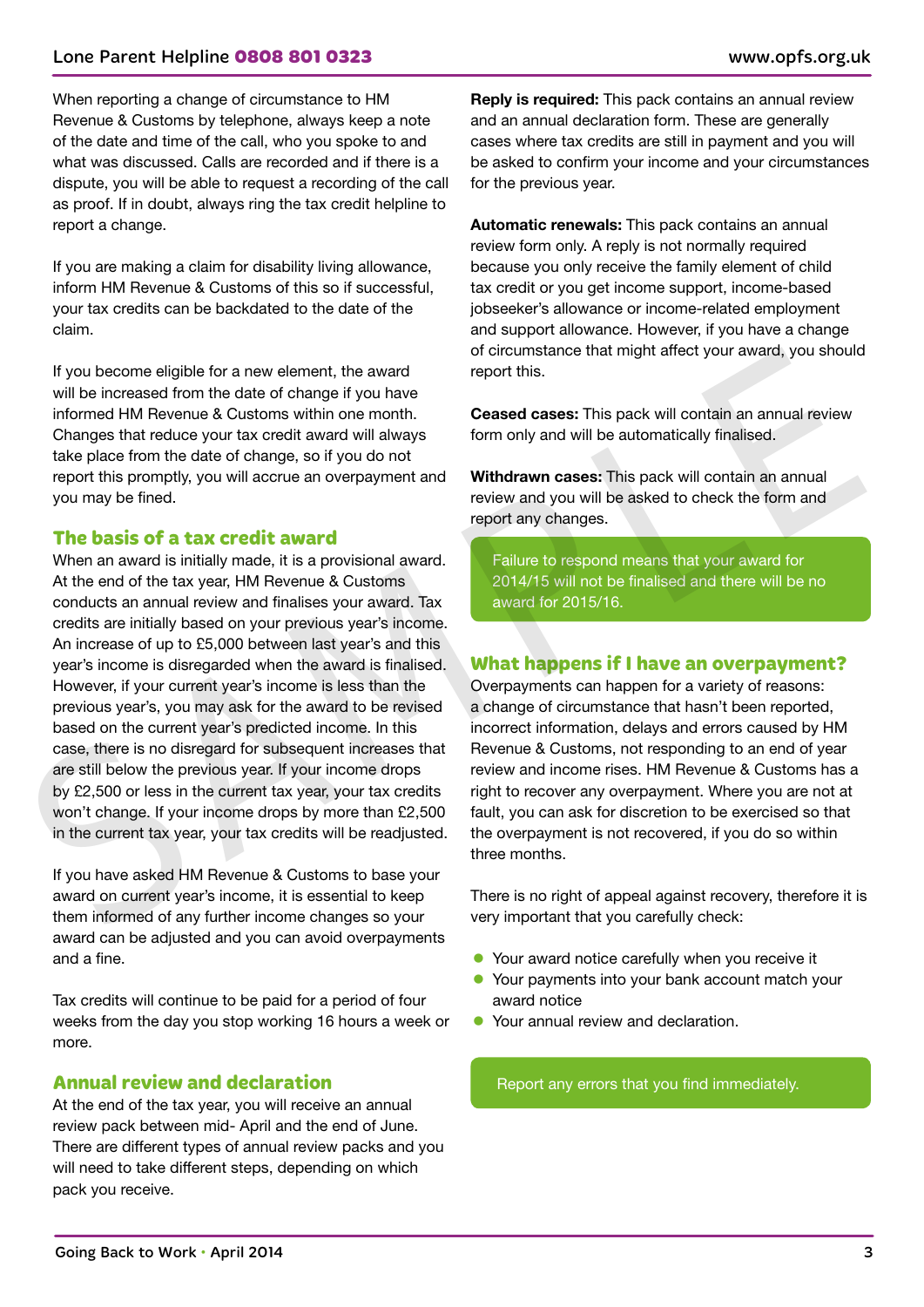When reporting a change of circumstance to HM Revenue & Customs by telephone, always keep a note of the date and time of the call, who you spoke to and what was discussed. Calls are recorded and if there is a dispute, you will be able to request a recording of the call as proof. If in doubt, always ring the tax credit helpline to report a change.

If you are making a claim for disability living allowance, inform HM Revenue & Customs of this so if successful, your tax credits can be backdated to the date of the claim.

If you become eligible for a new element, the award will be increased from the date of change if you have informed HM Revenue & Customs within one month. Changes that reduce your tax credit award will always take place from the date of change, so if you do not report this promptly, you will accrue an overpayment and you may be fined.

## The basis of a tax credit award

When an award is initially made, it is a provisional award. At the end of the tax year, HM Revenue & Customs conducts an annual review and finalises your award. Tax credits are initially based on your previous year's income. An increase of up to £5,000 between last year's and this year's income is disregarded when the award is finalised. However, if your current year's income is less than the previous year's, you may ask for the award to be revised based on the current year's predicted income. In this case, there is no disregard for subsequent increases that are still below the previous year. If your income drops by £2,500 or less in the current tax year, your tax credits won't change. If your income drops by more than £2,500 in the current tax year, your tax credits will be readjusted.

If you have asked HM Revenue & Customs to base your award on current year's income, it is essential to keep them informed of any further income changes so your award can be adjusted and you can avoid overpayments and a fine.

Tax credits will continue to be paid for a period of four weeks from the day you stop working 16 hours a week or more.

## Annual review and declaration

At the end of the tax year, you will receive an annual review pack between mid- April and the end of June. There are different types of annual review packs and you will need to take different steps, depending on which pack you receive.

**Reply is required:** This pack contains an annual review and an annual declaration form. These are generally cases where tax credits are still in payment and you will be asked to confirm your income and your circumstances for the previous year.

**Automatic renewals:** This pack contains an annual review form only. A reply is not normally required because you only receive the family element of child tax credit or you get income support, income-based jobseeker's allowance or income-related employment and support allowance. However, if you have a change of circumstance that might affect your award, you should report this.

**Ceased cases:** This pack will contain an annual review form only and will be automatically finalised.

**Withdrawn cases:** This pack will contain an annual review and you will be asked to check the form and report any changes.

Failure to respond means that your award for 2014/15 will not be finalised and there will be no award for 2015/16.

## What happens if I have an overpayment?

Overpayments can happen for a variety of reasons: a change of circumstance that hasn't been reported, incorrect information, delays and errors caused by HM Revenue & Customs, not responding to an end of year review and income rises. HM Revenue & Customs has a right to recover any overpayment. Where you are not at fault, you can ask for discretion to be exercised so that the overpayment is not recovered, if you do so within three months.

There is no right of appeal against recovery, therefore it is very important that you carefully check:

- Your award notice carefully when you receive it
- Your payments into your bank account match your award notice
- Your annual review and declaration.

Report any errors that you find immediately.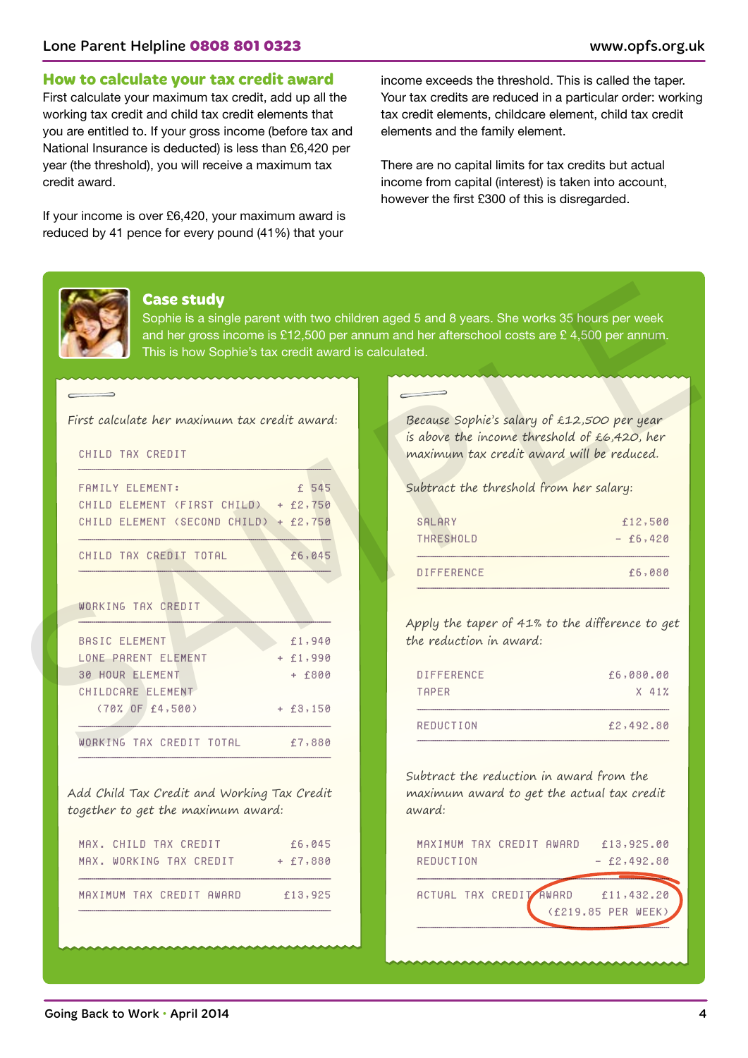## How to calculate your tax credit award

First calculate your maximum tax credit, add up all the working tax credit and child tax credit elements that you are entitled to. If your gross income (before tax and National Insurance is deducted) is less than £6,420 per year (the threshold), you will receive a maximum tax credit award.

If your income is over £6,420, your maximum award is reduced by 41 pence for every pound (41%) that your income exceeds the threshold. This is called the taper. Your tax credits are reduced in a particular order: working tax credit elements, childcare element, child tax credit elements and the family element.

There are no capital limits for tax credits but actual income from capital (interest) is taken into account, however the first £300 of this is disregarded.

### Case study

Sophie is a single parent with two children aged 5 and 8 years. She works 35 hours per week and her gross income is £12,500 per annum and her afterschool costs are £ 4,500 per annum. This is how Sophie's tax credit award is calculated.

*First calculate her maximum tax credit award:*

| CHILD TAX CREDIT | |
|---|---|
| FAMILY ELEMENT: | £ 545 |
| CHILD ELEMENT (FIRST CHILD) | + £2,750 |
| CHILD ELEMENT (SECOND CHILD) | + £2,750 |
| CHILD TAX CREDIT TOTAL | £6,045 |

| WORKING TAX CREDIT | |
|---|---|
| BASIC ELEMENT | £1,940 |
| LONE PARENT ELEMENT | + £1,990 |
| 30 HOUR ELEMENT | + £800 |
| CHILDCARE ELEMENT (70% OF £4,500) | + £3,150 |
| WORKING TAX CREDIT TOTAL | £7,880 |

*Add Child Tax Credit and Working Tax Credit together to get the maximum award:*

| | |
|---|---|
| MAX. CHILD TAX CREDIT | £6,045 |
| MAX. WORKING TAX CREDIT | + £7,880 |
| MAXIMUM TAX CREDIT AWARD | £13,925 |

*Because Sophie's salary of £12,500 per year is above the income threshold of £6,420, her maximum tax credit award will be reduced.*

*Subtract the threshold from her salary:*

| | |
|---|---|
| SALARY | £12,500 |
| THRESHOLD | – £6,420 |
| DIFFERENCE | £6,080 |

*Apply the taper of 41% to the difference to get the reduction in award:*

| | |
|---|---|
| DIFFERENCE | £6,080.00 |
| TAPER | X 41% |
| REDUCTION | £2,492.80 |

*Subtract the reduction in award from the maximum award to get the actual tax credit award:*

| | |
|---|---|
| MAXIMUM TAX CREDIT AWARD | £13,925.00 |
| REDUCTION | – £2,492.80 |
| ACTUAL TAX CREDIT AWARD | £11,432.20 (£219.85 PER WEEK) |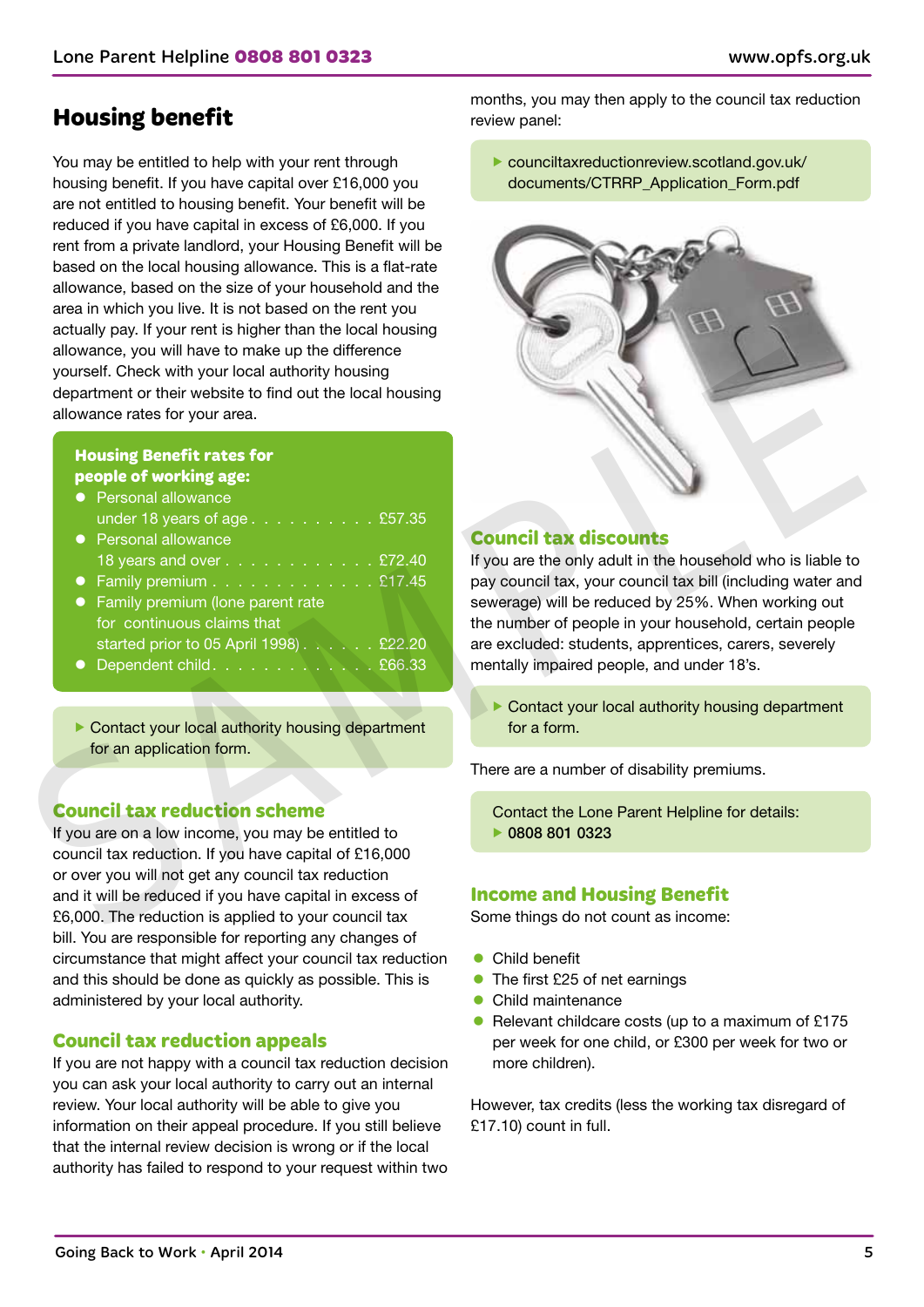## Housing benefit

You may be entitled to help with your rent through housing benefit. If you have capital over £16,000 you are not entitled to housing benefit. Your benefit will be reduced if you have capital in excess of £6,000. If you rent from a private landlord, your Housing Benefit will be based on the local housing allowance. This is a flat-rate allowance, based on the size of your household and the area in which you live. It is not based on the rent you actually pay. If your rent is higher than the local housing allowance, you will have to make up the difference yourself. Check with your local authority housing department or their website to find out the local housing allowance rates for your area.

**Housing Benefit rates for people of working age:**

- Personal allowance under 18 years of age . . . . . . . . . . £57.35
- Personal allowance 18 years and over . . . . . . . . . . . . £72.40
- Family premium . . . . . . . . . . . . . £17.45
- Family premium (lone parent rate for continuous claims that started prior to 05 April 1998) . . . . . . £22.20
- Dependent child. . . . . . . . . . . . . £66.33

▶ Contact your local authority housing department for an application form.

### Council tax reduction scheme

If you are on a low income, you may be entitled to council tax reduction. If you have capital of £16,000 or over you will not get any council tax reduction and it will be reduced if you have capital in excess of £6,000. The reduction is applied to your council tax bill. You are responsible for reporting any changes of circumstance that might affect your council tax reduction and this should be done as quickly as possible. This is administered by your local authority.

### Council tax reduction appeals

If you are not happy with a council tax reduction decision you can ask your local authority to carry out an internal review. Your local authority will be able to give you information on their appeal procedure. If you still believe that the internal review decision is wrong or if the local authority has failed to respond to your request within two months, you may then apply to the council tax reduction review panel:

▶ counciltaxreductionreview.scotland.gov.uk/documents/CTRRP_Application_Form.pdf

### Council tax discounts

If you are the only adult in the household who is liable to pay council tax, your council tax bill (including water and sewerage) will be reduced by 25%. When working out the number of people in your household, certain people are excluded: students, apprentices, carers, severely mentally impaired people, and under 18's.

▶ Contact your local authority housing department for a form.

There are a number of disability premiums.

Contact the Lone Parent Helpline for details:
▶ 0808 801 0323

### Income and Housing Benefit

Some things do not count as income:

- Child benefit
- The first £25 of net earnings
- Child maintenance
- Relevant childcare costs (up to a maximum of £175 per week for one child, or £300 per week for two or more children).

However, tax credits (less the working tax disregard of £17.10) count in full.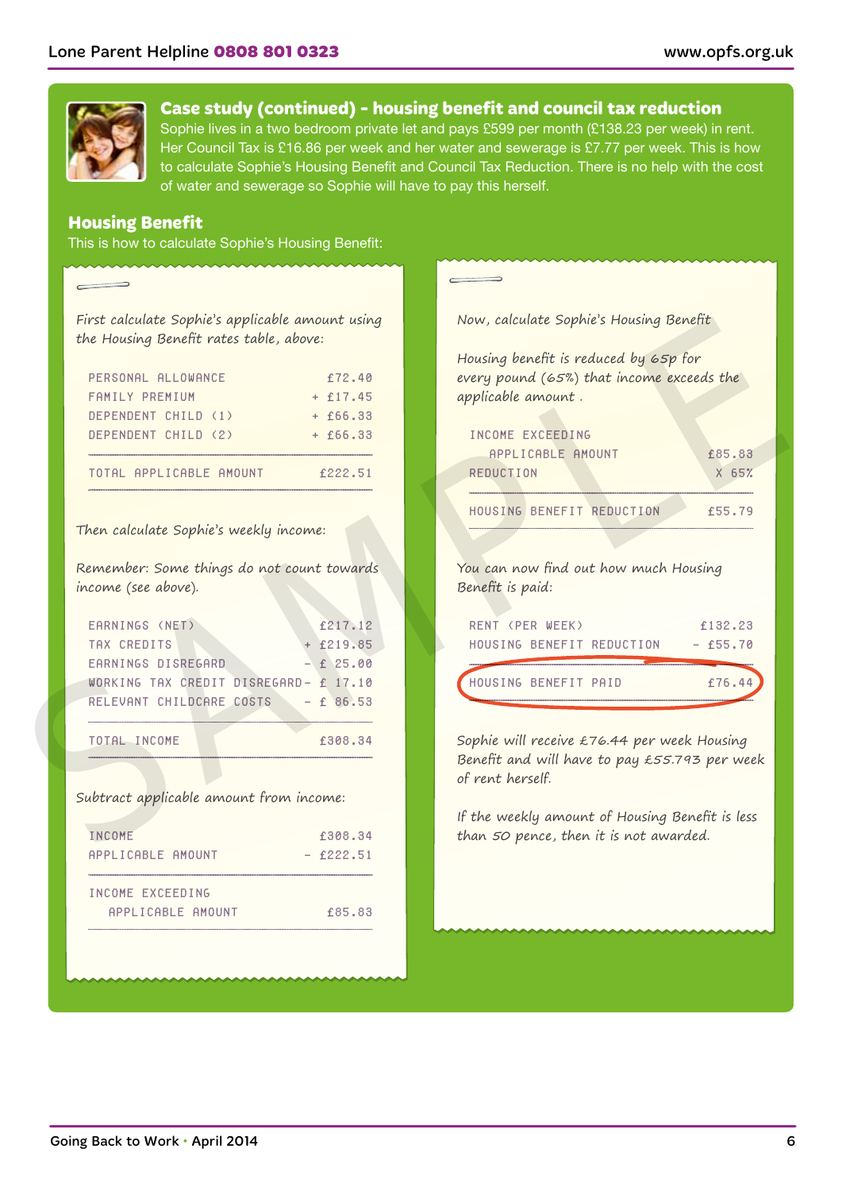## Case study (continued) - housing benefit and council tax reduction

Sophie lives in a two bedroom private let and pays £599 per month (£138.23 per week) in rent. Her Council Tax is £16.86 per week and her water and sewerage is £7.77 per week. This is how to calculate Sophie's Housing Benefit and Council Tax Reduction. There is no help with the cost of water and sewerage so Sophie will have to pay this herself.

### Housing Benefit

This is how to calculate Sophie's Housing Benefit:

*First calculate Sophie's applicable amount using the Housing Benefit rates table, above:*

| | |
|---|---|
| PERSONAL ALLOWANCE | £72.40 |
| FAMILY PREMIUM | + £17.45 |
| DEPENDENT CHILD (1) | + £66.33 |
| DEPENDENT CHILD (2) | + £66.33 |
| TOTAL APPLICABLE AMOUNT | £222.51 |

*Then calculate Sophie's weekly income:*

*Remember: Some things do not count towards income (see above).*

| | |
|---|---|
| EARNINGS (NET) | £217.12 |
| TAX CREDITS | + £219.85 |
| EARNINGS DISREGARD | - £ 25.00 |
| WORKING TAX CREDIT DISREGARD | - £ 17.10 |
| RELEVANT CHILDCARE COSTS | - £ 86.53 |
| TOTAL INCOME | £308.34 |

*Subtract applicable amount from income:*

| | |
|---|---|
| INCOME | £308.34 |
| APPLICABLE AMOUNT | - £222.51 |
| INCOME EXCEEDING APPLICABLE AMOUNT | £85.83 |

*Now, calculate Sophie's Housing Benefit*

*Housing benefit is reduced by 65p for every pound (65%) that income exceeds the applicable amount .*

| | |
|---|---|
| INCOME EXCEEDING APPLICABLE AMOUNT | £85.83 |
| REDUCTION | X 65% |
| HOUSING BENEFIT REDUCTION | £55.79 |

*You can now find out how much Housing Benefit is paid:*

| | |
|---|---|
| RENT (PER WEEK) | £132.23 |
| HOUSING BENEFIT REDUCTION | - £55.70 |
| HOUSING BENEFIT PAID | £76.44 |

*Sophie will receive £76.44 per week Housing Benefit and will have to pay £55.793 per week of rent herself.*

*If the weekly amount of Housing Benefit is less than 50 pence, then it is not awarded.*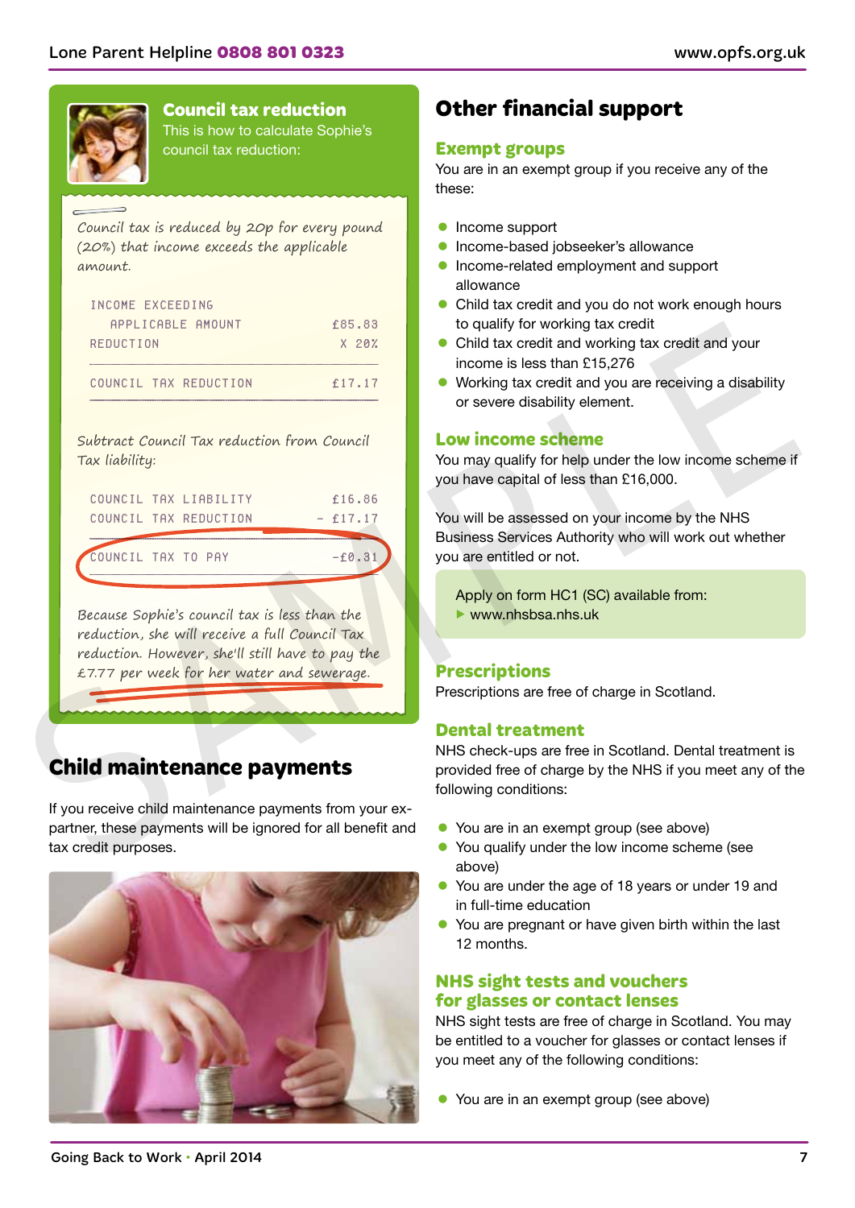## Council tax reduction

This is how to calculate Sophie's council tax reduction:

*Council tax is reduced by 20p for every pound (20%) that income exceeds the applicable amount.*

| | |
|---|---|
| INCOME EXCEEDING APPLICABLE AMOUNT | £85.83 |
| REDUCTION | X 20% |
| COUNCIL TAX REDUCTION | £17.17 |

*Subtract Council Tax reduction from Council Tax liability:*

| | |
|---|---|
| COUNCIL TAX LIABILITY | £16.86 |
| COUNCIL TAX REDUCTION | - £17.17 |
| COUNCIL TAX TO PAY | -£0.31 |

*Because Sophie's council tax is less than the reduction, she will receive a full Council Tax reduction. However, she'll still have to pay the £7.77 per week for her water and sewerage.*

## Child maintenance payments

If you receive child maintenance payments from your ex-partner, these payments will be ignored for all benefit and tax credit purposes.

## Other financial support

### Exempt groups

You are in an exempt group if you receive any of the these:

- Income support
- Income-based jobseeker's allowance
- Income-related employment and support allowance
- Child tax credit and you do not work enough hours to qualify for working tax credit
- Child tax credit and working tax credit and your income is less than £15,276
- Working tax credit and you are receiving a disability or severe disability element.

### Low income scheme

You may qualify for help under the low income scheme if you have capital of less than £16,000.

You will be assessed on your income by the NHS Business Services Authority who will work out whether you are entitled or not.

Apply on form HC1 (SC) available from:
- www.nhsbsa.nhs.uk

### Prescriptions

Prescriptions are free of charge in Scotland.

### Dental treatment

NHS check-ups are free in Scotland. Dental treatment is provided free of charge by the NHS if you meet any of the following conditions:

- You are in an exempt group (see above)
- You qualify under the low income scheme (see above)
- You are under the age of 18 years or under 19 and in full-time education
- You are pregnant or have given birth within the last 12 months.

### NHS sight tests and vouchers for glasses or contact lenses

NHS sight tests are free of charge in Scotland. You may be entitled to a voucher for glasses or contact lenses if you meet any of the following conditions:

- You are in an exempt group (see above)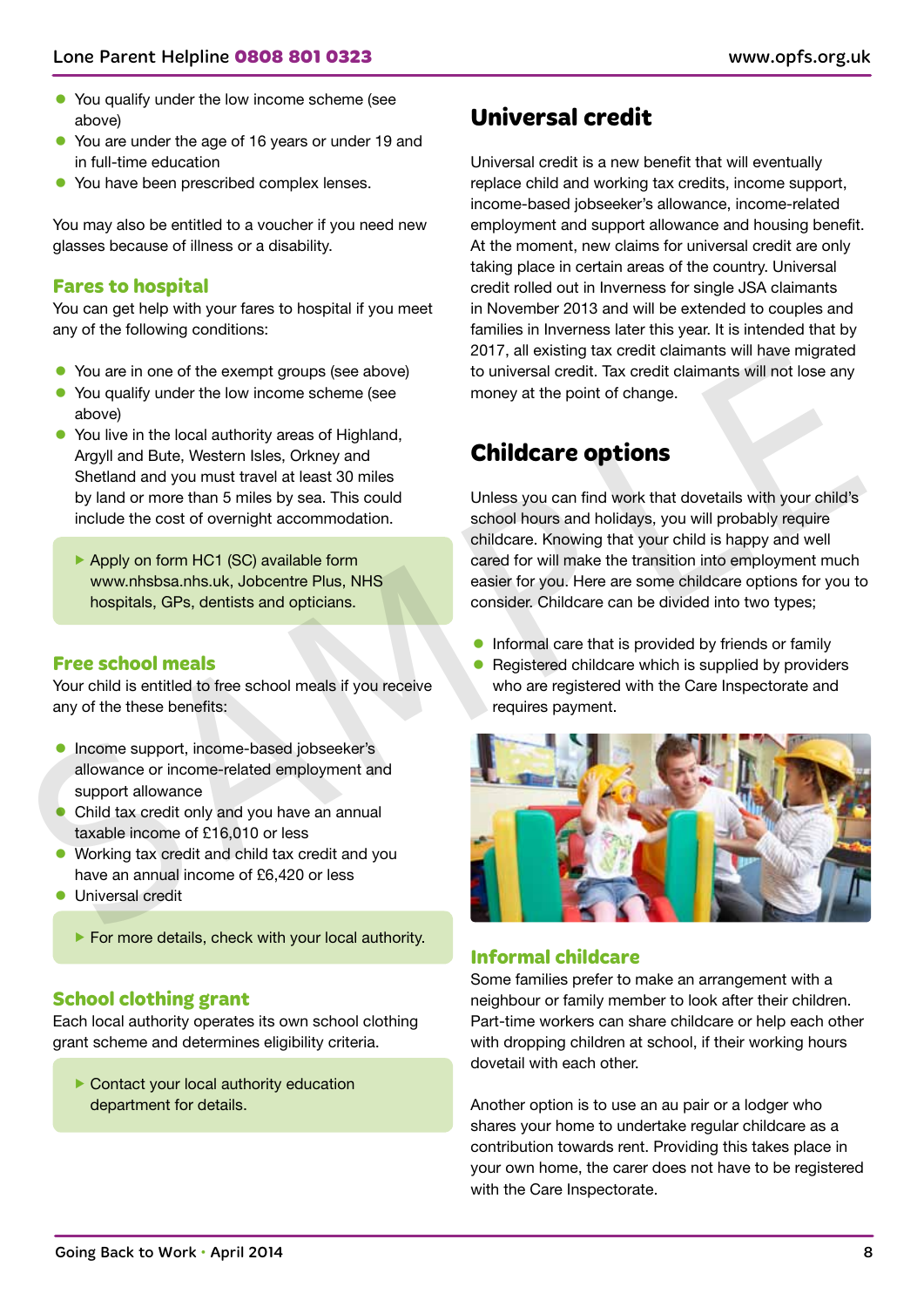- You qualify under the low income scheme (see above)
- You are under the age of 16 years or under 19 and in full-time education
- You have been prescribed complex lenses.

You may also be entitled to a voucher if you need new glasses because of illness or a disability.

### Fares to hospital

You can get help with your fares to hospital if you meet any of the following conditions:

- You are in one of the exempt groups (see above)
- You qualify under the low income scheme (see above)
- You live in the local authority areas of Highland, Argyll and Bute, Western Isles, Orkney and Shetland and you must travel at least 30 miles by land or more than 5 miles by sea. This could include the cost of overnight accommodation.

▶ Apply on form HC1 (SC) available form www.nhsbsa.nhs.uk, Jobcentre Plus, NHS hospitals, GPs, dentists and opticians.

### Free school meals

Your child is entitled to free school meals if you receive any of the these benefits:

- Income support, income-based jobseeker's allowance or income-related employment and support allowance
- Child tax credit only and you have an annual taxable income of £16,010 or less
- Working tax credit and child tax credit and you have an annual income of £6,420 or less
- Universal credit

▶ For more details, check with your local authority.

### School clothing grant

Each local authority operates its own school clothing grant scheme and determines eligibility criteria.

▶ Contact your local authority education department for details.

## Universal credit

Universal credit is a new benefit that will eventually replace child and working tax credits, income support, income-based jobseeker's allowance, income-related employment and support allowance and housing benefit. At the moment, new claims for universal credit are only taking place in certain areas of the country. Universal credit rolled out in Inverness for single JSA claimants in November 2013 and will be extended to couples and families in Inverness later this year. It is intended that by 2017, all existing tax credit claimants will have migrated to universal credit. Tax credit claimants will not lose any money at the point of change.

## Childcare options

Unless you can find work that dovetails with your child's school hours and holidays, you will probably require childcare. Knowing that your child is happy and well cared for will make the transition into employment much easier for you. Here are some childcare options for you to consider. Childcare can be divided into two types;

- Informal care that is provided by friends or family
- Registered childcare which is supplied by providers who are registered with the Care Inspectorate and requires payment.

### Informal childcare

Some families prefer to make an arrangement with a neighbour or family member to look after their children. Part-time workers can share childcare or help each other with dropping children at school, if their working hours dovetail with each other.

Another option is to use an au pair or a lodger who shares your home to undertake regular childcare as a contribution towards rent. Providing this takes place in your own home, the carer does not have to be registered with the Care Inspectorate.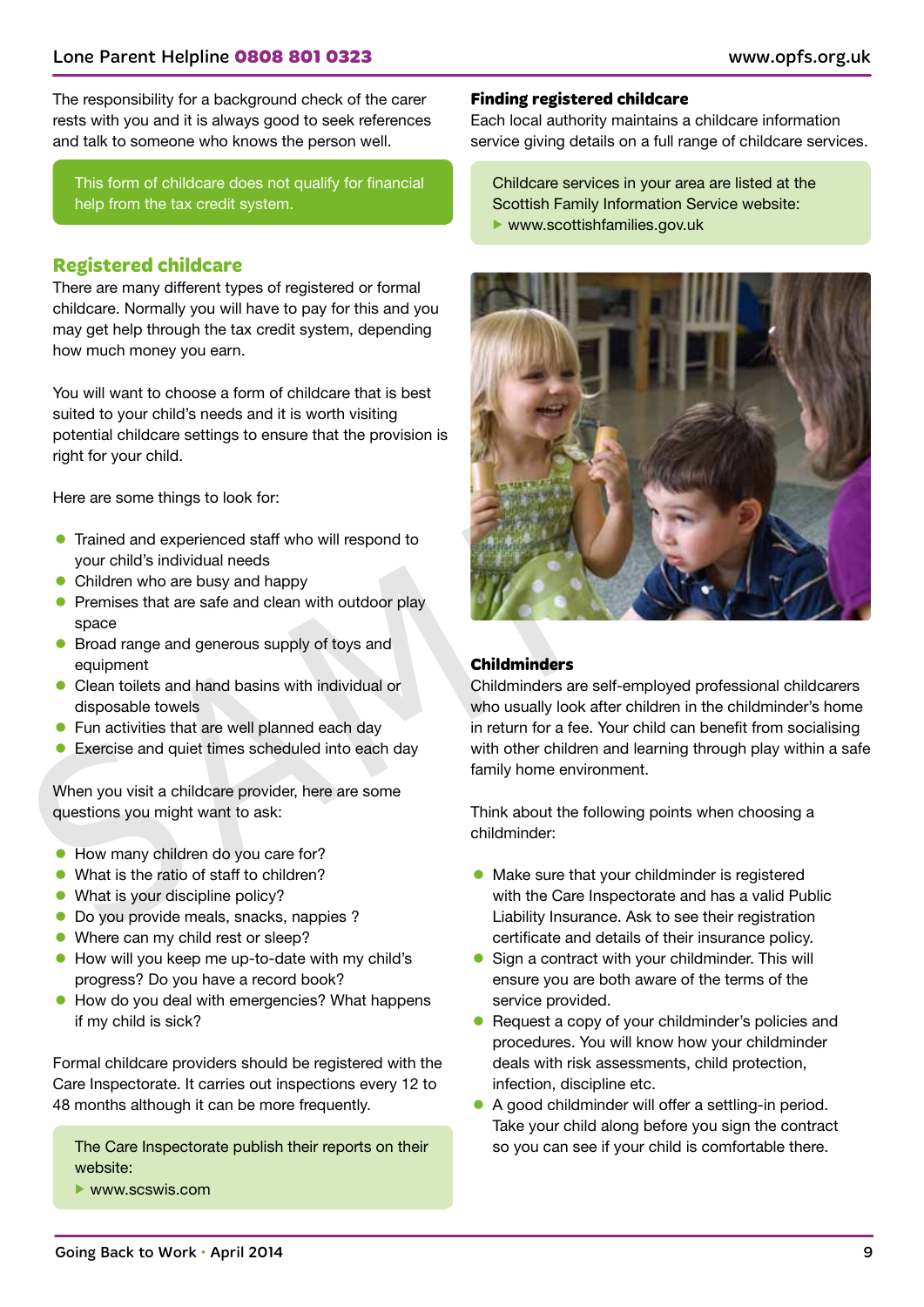The responsibility for a background check of the carer rests with you and it is always good to seek references and talk to someone who knows the person well.

This form of childcare does not qualify for financial help from the tax credit system.

## Registered childcare

There are many different types of registered or formal childcare. Normally you will have to pay for this and you may get help through the tax credit system, depending how much money you earn.

You will want to choose a form of childcare that is best suited to your child's needs and it is worth visiting potential childcare settings to ensure that the provision is right for your child.

Here are some things to look for:

- Trained and experienced staff who will respond to your child's individual needs
- Children who are busy and happy
- Premises that are safe and clean with outdoor play space
- Broad range and generous supply of toys and equipment
- Clean toilets and hand basins with individual or disposable towels
- Fun activities that are well planned each day
- Exercise and quiet times scheduled into each day

When you visit a childcare provider, here are some questions you might want to ask:

- How many children do you care for?
- What is the ratio of staff to children?
- What is your discipline policy?
- Do you provide meals, snacks, nappies ?
- Where can my child rest or sleep?
- How will you keep me up-to-date with my child's progress? Do you have a record book?
- How do you deal with emergencies? What happens if my child is sick?

Formal childcare providers should be registered with the Care Inspectorate. It carries out inspections every 12 to 48 months although it can be more frequently.

The Care Inspectorate publish their reports on their website:
▶ www.scswis.com

### Finding registered childcare

Each local authority maintains a childcare information service giving details on a full range of childcare services.

Childcare services in your area are listed at the Scottish Family Information Service website:
▶ www.scottishfamilies.gov.uk

### Childminders

Childminders are self-employed professional childcarers who usually look after children in the childminder's home in return for a fee. Your child can benefit from socialising with other children and learning through play within a safe family home environment.

Think about the following points when choosing a childminder:

- Make sure that your childminder is registered with the Care Inspectorate and has a valid Public Liability Insurance. Ask to see their registration certificate and details of their insurance policy.
- Sign a contract with your childminder. This will ensure you are both aware of the terms of the service provided.
- Request a copy of your childminder's policies and procedures. You will know how your childminder deals with risk assessments, child protection, infection, discipline etc.
- A good childminder will offer a settling-in period. Take your child along before you sign the contract so you can see if your child is comfortable there.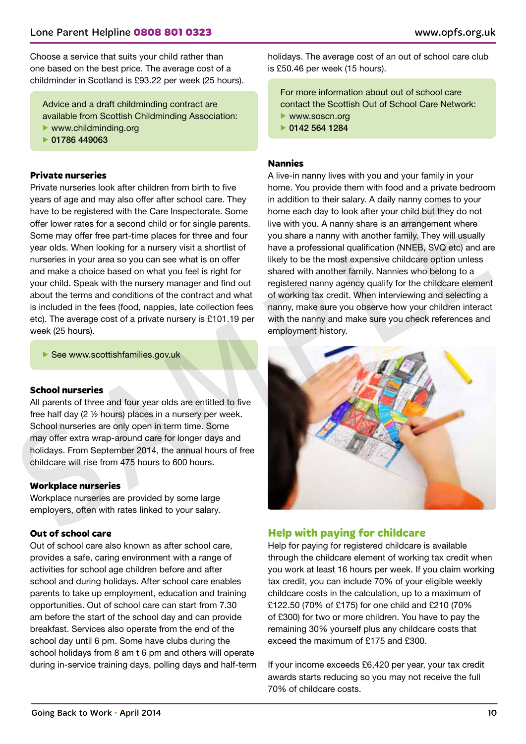Choose a service that suits your child rather than one based on the best price. The average cost of a childminder in Scotland is £93.22 per week (25 hours).

> Advice and a draft childminding contract are available from Scottish Childminding Association:
> - www.childminding.org
> - 01786 449063

### Private nurseries

Private nurseries look after children from birth to five years of age and may also offer after school care. They have to be registered with the Care Inspectorate. Some offer lower rates for a second child or for single parents. Some may offer free part-time places for three and four year olds. When looking for a nursery visit a shortlist of nurseries in your area so you can see what is on offer and make a choice based on what you feel is right for your child. Speak with the nursery manager and find out about the terms and conditions of the contract and what is included in the fees (food, nappies, late collection fees etc). The average cost of a private nursery is £101.19 per week (25 hours).

> - See www.scottishfamilies.gov.uk

### School nurseries

All parents of three and four year olds are entitled to five free half day (2 ½ hours) places in a nursery per week. School nurseries are only open in term time. Some may offer extra wrap-around care for longer days and holidays. From September 2014, the annual hours of free childcare will rise from 475 hours to 600 hours.

### Workplace nurseries

Workplace nurseries are provided by some large employers, often with rates linked to your salary.

### Out of school care

Out of school care also known as after school care, provides a safe, caring environment with a range of activities for school age children before and after school and during holidays. After school care enables parents to take up employment, education and training opportunities. Out of school care can start from 7.30 am before the start of the school day and can provide breakfast. Services also operate from the end of the school day until 6 pm. Some have clubs during the school holidays from 8 am t 6 pm and others will operate during in-service training days, polling days and half-term holidays. The average cost of an out of school care club is £50.46 per week (15 hours).

> For more information about out of school care contact the Scottish Out of School Care Network:
> - www.soscn.org
> - 0142 564 1284

### Nannies

A live-in nanny lives with you and your family in your home. You provide them with food and a private bedroom in addition to their salary. A daily nanny comes to your home each day to look after your child but they do not live with you. A nanny share is an arrangement where you share a nanny with another family. They will usually have a professional qualification (NNEB, SVQ etc) and are likely to be the most expensive childcare option unless shared with another family. Nannies who belong to a registered nanny agency qualify for the childcare element of working tax credit. When interviewing and selecting a nanny, make sure you observe how your children interact with the nanny and make sure you check references and employment history.

## Help with paying for childcare

Help for paying for registered childcare is available through the childcare element of working tax credit when you work at least 16 hours per week. If you claim working tax credit, you can include 70% of your eligible weekly childcare costs in the calculation, up to a maximum of £122.50 (70% of £175) for one child and £210 (70% of £300) for two or more children. You have to pay the remaining 30% yourself plus any childcare costs that exceed the maximum of £175 and £300.

If your income exceeds £6,420 per year, your tax credit awards starts reducing so you may not receive the full 70% of childcare costs.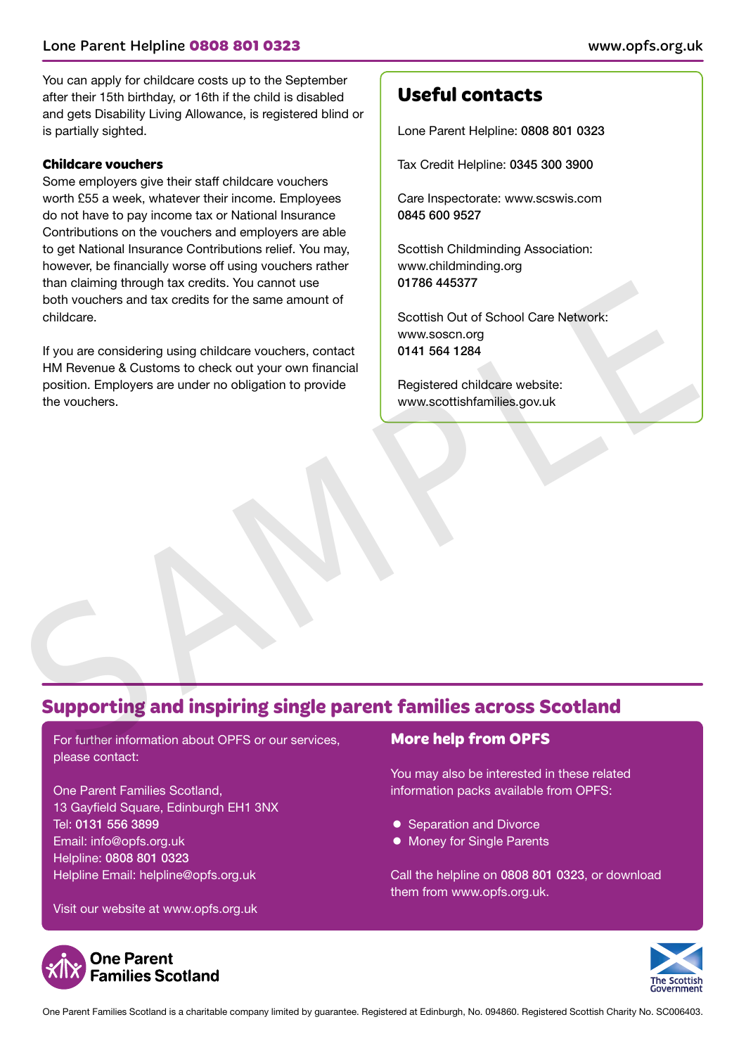You can apply for childcare costs up to the September after their 15th birthday, or 16th if the child is disabled and gets Disability Living Allowance, is registered blind or is partially sighted.

**Childcare vouchers**

Some employers give their staff childcare vouchers worth £55 a week, whatever their income. Employees do not have to pay income tax or National Insurance Contributions on the vouchers and employers are able to get National Insurance Contributions relief. You may, however, be financially worse off using vouchers rather than claiming through tax credits. You cannot use both vouchers and tax credits for the same amount of childcare.

If you are considering using childcare vouchers, contact HM Revenue & Customs to check out your own financial position. Employers are under no obligation to provide the vouchers.

## Useful contacts

Lone Parent Helpline: **0808 801 0323**

Tax Credit Helpline: **0345 300 3900**

Care Inspectorate: www.scswis.com
**0845 600 9527**

Scottish Childminding Association:
www.childminding.org
**01786 445377**

Scottish Out of School Care Network:
www.soscn.org
**0141 564 1284**

Registered childcare website:
www.scottishfamilies.gov.uk

## Supporting and inspiring single parent families across Scotland

For further information about OPFS or our services, please contact:

One Parent Families Scotland,
13 Gayfield Square, Edinburgh EH1 3NX
Tel: **0131 556 3899**
Email: info@opfs.org.uk
Helpline: **0808 801 0323**
Helpline Email: helpline@opfs.org.uk

Visit our website at www.opfs.org.uk

### More help from OPFS

You may also be interested in these related information packs available from OPFS:

- Separation and Divorce
- Money for Single Parents

Call the helpline on **0808 801 0323**, or download them from www.opfs.org.uk.

One Parent Families Scotland

The Scottish Government

One Parent Families Scotland is a charitable company limited by guarantee. Registered at Edinburgh, No. 094860. Registered Scottish Charity No. SC006403.